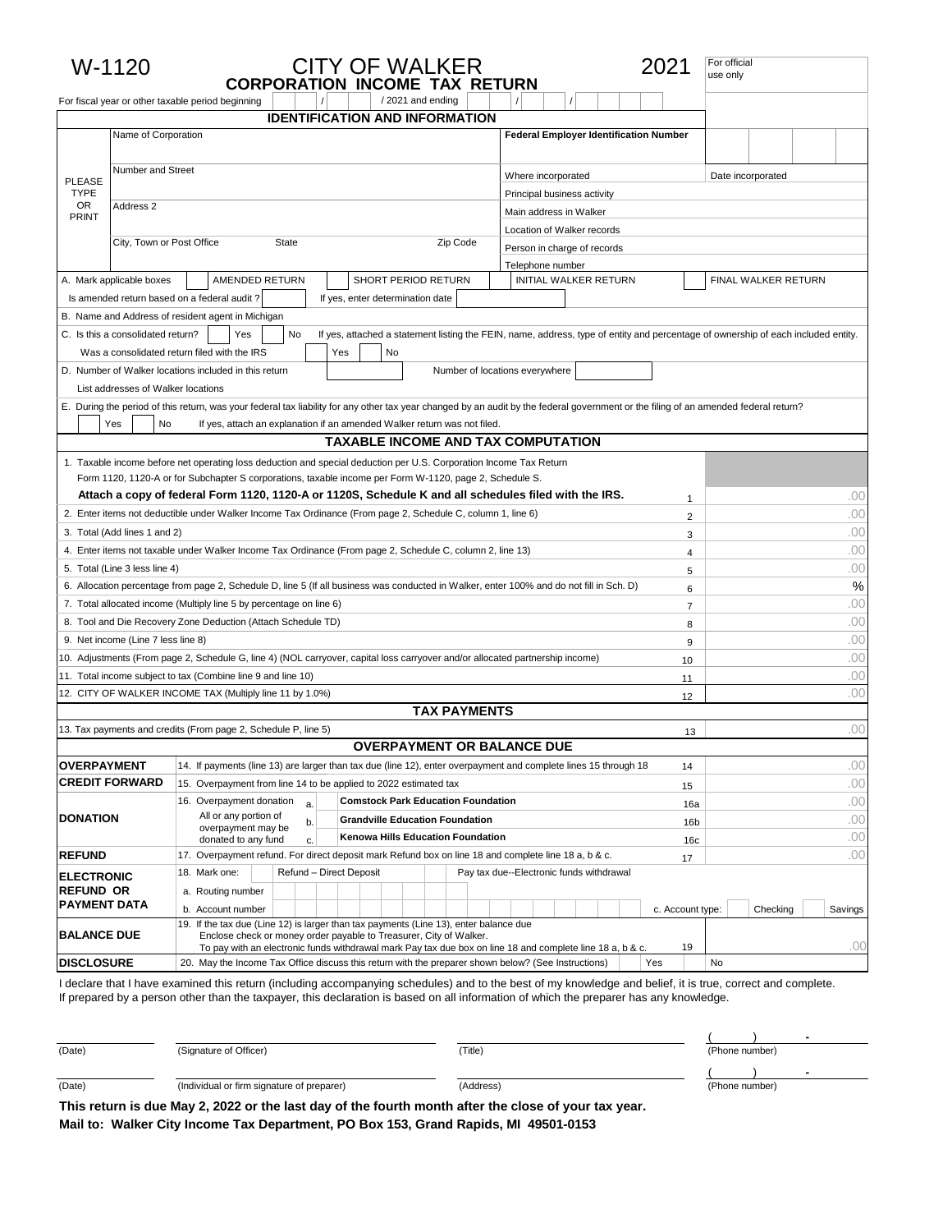# W-1120 CITY OF WALKER 2021

## CORPORATION INCOME TAX RETURN

For official use only

For fiscal year or other taxable period beginning / / 2021 and ending / /

## IDENTIFICATION AND INFORMATION

PLEASE TYPE OR PRINT

| | |
|---|---|
| Name of Corporation | Federal Employer Identification Number |
| Number and Street | Where incorporated / Date incorporated |
| | Principal business activity |
| Address 2 | Main address in Walker |
| | Location of Walker records |
| City, Town or Post Office / State / Zip Code | Person in charge of records |
| | Telephone number |

A. Mark applicable boxes: AMENDED RETURN / SHORT PERIOD RETURN / INITIAL WALKER RETURN / FINAL WALKER RETURN

Is amended return based on a federal audit ? If yes, enter determination date

B. Name and Address of resident agent in Michigan

C. Is this a consolidated return? Yes No If yes, attached a statement listing the FEIN, name, address, type of entity and percentage of ownership of each included entity.

Was a consolidated return filed with the IRS Yes No

D. Number of Walker locations included in this return Number of locations everywhere

List addresses of Walker locations

E. During the period of this return, was your federal tax liability for any other tax year changed by an audit by the federal government or the filing of an amended federal return?

Yes No If yes, attach an explanation if an amended Walker return was not filed.

## TAXABLE INCOME AND TAX COMPUTATION

| | Line | Amount |
|---|---|---|
| 1. Taxable income before net operating loss deduction and special deduction per U.S. Corporation Income Tax Return Form 1120, 1120-A or for Subchapter S corporations, taxable income per Form W-1120, page 2, Schedule S. **Attach a copy of federal Form 1120, 1120-A or 1120S, Schedule K and all schedules filed with the IRS.** | 1 | .00 |
| 2. Enter items not deductible under Walker Income Tax Ordinance (From page 2, Schedule C, column 1, line 6) | 2 | .00 |
| 3. Total (Add lines 1 and 2) | 3 | .00 |
| 4. Enter items not taxable under Walker Income Tax Ordinance (From page 2, Schedule C, column 2, line 13) | 4 | .00 |
| 5. Total (Line 3 less line 4) | 5 | .00 |
| 6. Allocation percentage from page 2, Schedule D, line 5 (If all business was conducted in Walker, enter 100% and do not fill in Sch. D) | 6 | % |
| 7. Total allocated income (Multiply line 5 by percentage on line 6) | 7 | .00 |
| 8. Tool and Die Recovery Zone Deduction (Attach Schedule TD) | 8 | .00 |
| 9. Net income (Line 7 less line 8) | 9 | .00 |
| 10. Adjustments (From page 2, Schedule G, line 4) (NOL carryover, capital loss carryover and/or allocated partnership income) | 10 | .00 |
| 11. Total income subject to tax (Combine line 9 and line 10) | 11 | .00 |
| 12. CITY OF WALKER INCOME TAX (Multiply line 11 by 1.0%) | 12 | .00 |

## TAX PAYMENTS

| | Line | Amount |
|---|---|---|
| 13. Tax payments and credits (From page 2, Schedule P, line 5) | 13 | .00 |

## OVERPAYMENT OR BALANCE DUE

| | | Line | Amount |
|---|---|---|---|
| **OVERPAYMENT** | 14. If payments (line 13) are larger than tax due (line 12), enter overpayment and complete lines 15 through 18 | 14 | .00 |
| **CREDIT FORWARD** | 15. Overpayment from line 14 to be applied to 2022 estimated tax | 15 | .00 |
| **DONATION** | 16. Overpayment donation. All or any portion of overpayment may be donated to any fund — a. **Comstock Park Education Foundation** | 16a | .00 |
| | b. **Grandville Education Foundation** | 16b | .00 |
| | c. **Kenowa Hills Education Foundation** | 16c | .00 |
| **REFUND** | 17. Overpayment refund. For direct deposit mark Refund box on line 18 and complete line 18 a, b & c. | 17 | .00 |
| **ELECTRONIC REFUND OR PAYMENT DATA** | 18. Mark one: Refund – Direct Deposit / Pay tax due--Electronic funds withdrawal | | |
| | a. Routing number | | |
| | b. Account number | c. Account type: | Checking / Savings |
| **BALANCE DUE** | 19. If the tax due (Line 12) is larger than tax payments (Line 13), enter balance due. Enclose check or money order payable to Treasurer, City of Walker. To pay with an electronic funds withdrawal mark Pay tax due box on line 18 and complete line 18 a, b & c. | 19 | .00 |
| **DISCLOSURE** | 20. May the Income Tax Office discuss this return with the preparer shown below? (See Instructions) | Yes | No |

I declare that I have examined this return (including accompanying schedules) and to the best of my knowledge and belief, it is true, correct and complete. If prepared by a person other than the taxpayer, this declaration is based on all information of which the preparer has any knowledge.

(Date) (Signature of Officer) (Title) (Phone number) ( ) -

(Date) (Individual or firm signature of preparer) (Address) (Phone number) ( ) -

**This return is due May 2, 2022 or the last day of the fourth month after the close of your tax year.**

**Mail to: Walker City Income Tax Department, PO Box 153, Grand Rapids, MI 49501-0153**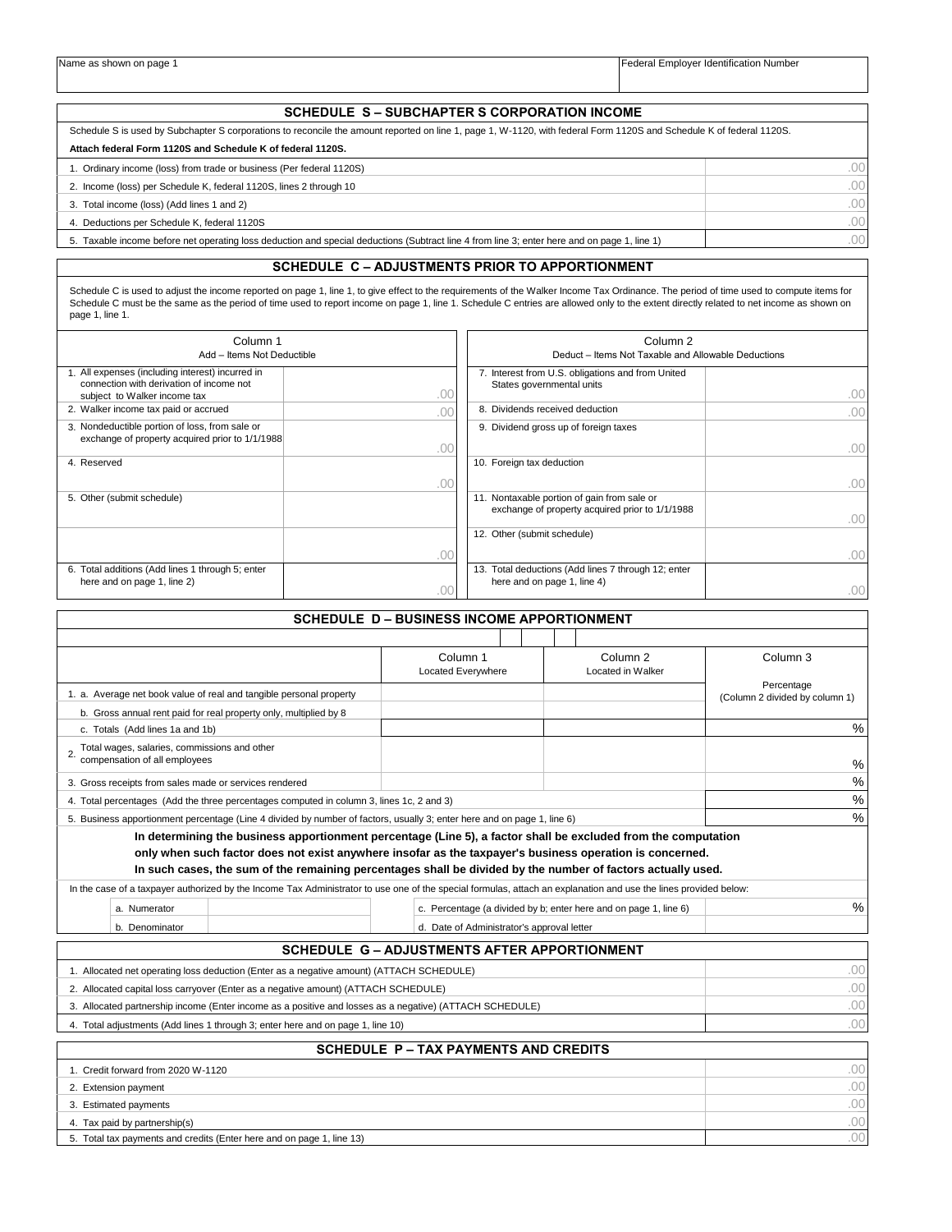| Name as shown on page 1 | Federal Employer Identification Number |
|---|---|
| | |

## SCHEDULE S – SUBCHAPTER S CORPORATION INCOME

Schedule S is used by Subchapter S corporations to reconcile the amount reported on line 1, page 1, W-1120, with federal Form 1120S and Schedule K of federal 1120S.

**Attach federal Form 1120S and Schedule K of federal 1120S.**

| | |
|---|---|
| 1. Ordinary income (loss) from trade or business (Per federal 1120S) | .00 |
| 2. Income (loss) per Schedule K, federal 1120S, lines 2 through 10 | .00 |
| 3. Total income (loss) (Add lines 1 and 2) | .00 |
| 4. Deductions per Schedule K, federal 1120S | .00 |
| 5. Taxable income before net operating loss deduction and special deductions (Subtract line 4 from line 3; enter here and on page 1, line 1) | .00 |

## SCHEDULE C – ADJUSTMENTS PRIOR TO APPORTIONMENT

Schedule C is used to adjust the income reported on page 1, line 1, to give effect to the requirements of the Walker Income Tax Ordinance. The period of time used to compute items for Schedule C must be the same as the period of time used to report income on page 1, line 1. Schedule C entries are allowed only to the extent directly related to net income as shown on page 1, line 1.

| Column 1<br>Add – Items Not Deductible | | Column 2<br>Deduct – Items Not Taxable and Allowable Deductions | |
|---|---|---|---|
| 1. All expenses (including interest) incurred in connection with derivation of income not subject to Walker income tax | .00 | 7. Interest from U.S. obligations and from United States governmental units | .00 |
| 2. Walker income tax paid or accrued | .00 | 8. Dividends received deduction | .00 |
| 3. Nondeductible portion of loss, from sale or exchange of property acquired prior to 1/1/1988 | .00 | 9. Dividend gross up of foreign taxes | .00 |
| 4. Reserved | .00 | 10. Foreign tax deduction | .00 |
| 5. Other (submit schedule) | | 11. Nontaxable portion of gain from sale or exchange of property acquired prior to 1/1/1988 | .00 |
| | .00 | 12. Other (submit schedule) | .00 |
| 6. Total additions (Add lines 1 through 5; enter here and on page 1, line 2) | .00 | 13. Total deductions (Add lines 7 through 12; enter here and on page 1, line 4) | .00 |

## SCHEDULE D – BUSINESS INCOME APPORTIONMENT

| | Column 1<br>Located Everywhere | Column 2<br>Located in Walker | Column 3<br>Percentage<br>(Column 2 divided by column 1) |
|---|---|---|---|
| 1. a. Average net book value of real and tangible personal property | | | |
| b. Gross annual rent paid for real property only, multiplied by 8 | | | |
| c. Totals (Add lines 1a and 1b) | | | % |
| 2. Total wages, salaries, commissions and other compensation of all employees | | | % |
| 3. Gross receipts from sales made or services rendered | | | % |
| 4. Total percentages (Add the three percentages computed in column 3, lines 1c, 2 and 3) | | | % |
| 5. Business apportionment percentage (Line 4 divided by number of factors, usually 3; enter here and on page 1, line 6) | | | % |

**In determining the business apportionment percentage (Line 5), a factor shall be excluded from the computation only when such factor does not exist anywhere insofar as the taxpayer's business operation is concerned. In such cases, the sum of the remaining percentages shall be divided by the number of factors actually used.**

In the case of a taxpayer authorized by the Income Tax Administrator to use one of the special formulas, attach an explanation and use the lines provided below:

| | | | |
|---|---|---|---|
| a. Numerator | | c. Percentage (a divided by b; enter here and on page 1, line 6) | % |
| b. Denominator | | d. Date of Administrator's approval letter | |

## SCHEDULE G – ADJUSTMENTS AFTER APPORTIONMENT

| | |
|---|---|
| 1. Allocated net operating loss deduction (Enter as a negative amount) (ATTACH SCHEDULE) | .00 |
| 2. Allocated capital loss carryover (Enter as a negative amount) (ATTACH SCHEDULE) | .00 |
| 3. Allocated partnership income (Enter income as a positive and losses as a negative) (ATTACH SCHEDULE) | .00 |
| 4. Total adjustments (Add lines 1 through 3; enter here and on page 1, line 10) | .00 |

## SCHEDULE P – TAX PAYMENTS AND CREDITS

| | |
|---|---|
| 1. Credit forward from 2020 W-1120 | .00 |
| 2. Extension payment | .00 |
| 3. Estimated payments | .00 |
| 4. Tax paid by partnership(s) | .00 |
| 5. Total tax payments and credits (Enter here and on page 1, line 13) | .00 |